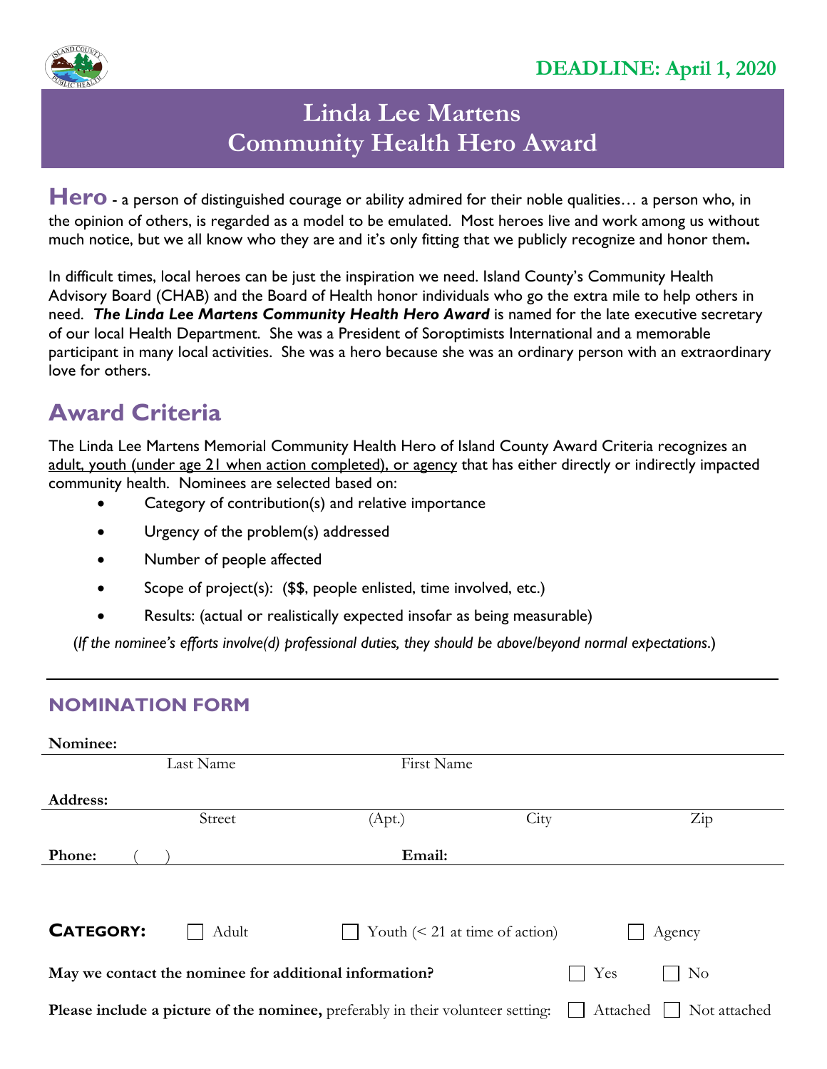**DEADLINE: April 1, 2020**

# Linda Lee Martens
# Community Health Hero Award

**Hero** - a person of distinguished courage or ability admired for their noble qualities… a person who, in the opinion of others, is regarded as a model to be emulated. Most heroes live and work among us without much notice, but we all know who they are and it's only fitting that we publicly recognize and honor them**.**

In difficult times, local heroes can be just the inspiration we need. Island County's Community Health Advisory Board (CHAB) and the Board of Health honor individuals who go the extra mile to help others in need. ***The Linda Lee Martens Community Health Hero Award*** is named for the late executive secretary of our local Health Department. She was a President of Soroptimists International and a memorable participant in many local activities. She was a hero because she was an ordinary person with an extraordinary love for others.

## Award Criteria

The Linda Lee Martens Memorial Community Health Hero of Island County Award Criteria recognizes an adult, youth (under age 21 when action completed), or agency that has either directly or indirectly impacted community health. Nominees are selected based on:

- Category of contribution(s) and relative importance
- Urgency of the problem(s) addressed
- Number of people affected
- Scope of project(s): ($$, people enlisted, time involved, etc.)
- Results: (actual or realistically expected insofar as being measurable)

(*If the nominee's efforts involve(d) professional duties, they should be above/beyond normal expectations*.)

---

### NOMINATION FORM

**Nominee:** ______________________________________________
Last Name First Name

**Address:** ______________________________________________
Street (Apt.) City Zip

**Phone:** ( ) **Email:** ______________________________________________

**CATEGORY:** ☐ Adult ☐ Youth (< 21 at time of action) ☐ Agency

**May we contact the nominee for additional information?** ☐ Yes ☐ No

**Please include a picture of the nominee,** preferably in their volunteer setting: ☐ Attached ☐ Not attached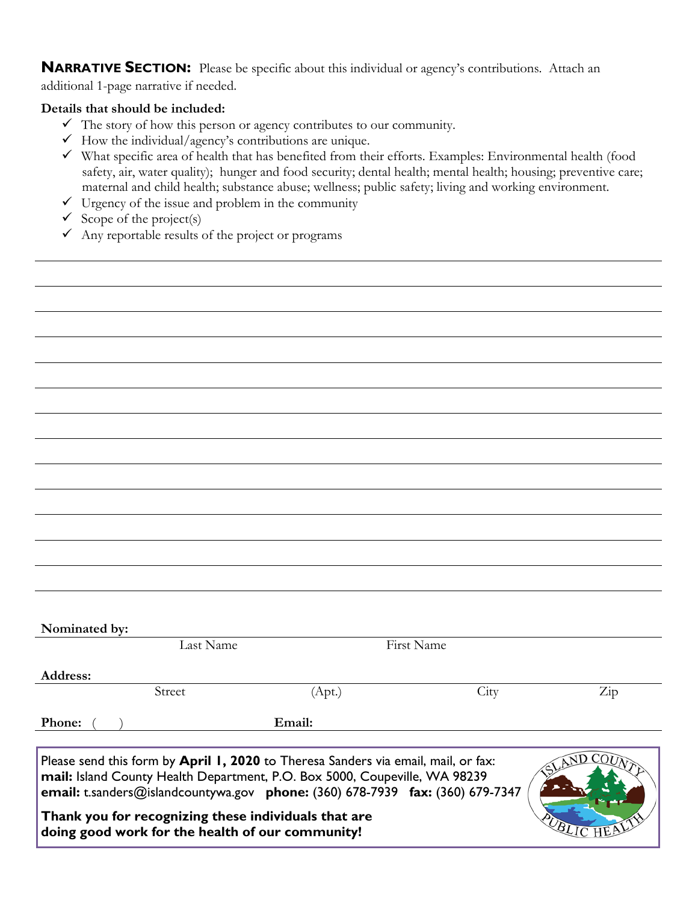**NARRATIVE SECTION:** Please be specific about this individual or agency's contributions. Attach an additional 1-page narrative if needed.

**Details that should be included:**

- ✓ The story of how this person or agency contributes to our community.
- ✓ How the individual/agency's contributions are unique.
- ✓ What specific area of health that has benefited from their efforts. Examples: Environmental health (food safety, air, water quality); hunger and food security; dental health; mental health; housing; preventive care; maternal and child health; substance abuse; wellness; public safety; living and working environment.
- ✓ Urgency of the issue and problem in the community
- ✓ Scope of the project(s)
- ✓ Any reportable results of the project or programs

___________________________________________________________________________

___________________________________________________________________________

___________________________________________________________________________

___________________________________________________________________________

___________________________________________________________________________

___________________________________________________________________________

___________________________________________________________________________

___________________________________________________________________________

___________________________________________________________________________

___________________________________________________________________________

___________________________________________________________________________

___________________________________________________________________________

___________________________________________________________________________

**Nominated by:** ___________________________________________________________

Last Name                    First Name

**Address:** ________________________________________________________________

Street                    (Apt.)                    City                    Zip

**Phone:** (    ) ____________________ **Email:** _________________________________

Please send this form by **April 1, 2020** to Theresa Sanders via email, mail, or fax:
**mail:** Island County Health Department, P.O. Box 5000, Coupeville, WA 98239
**email:** t.sanders@islandcountywa.gov **phone:** (360) 678-7939 **fax:** (360) 679-7347

**Thank you for recognizing these individuals that are doing good work for the health of our community!**

ISLAND COUNTY PUBLIC HEALTH